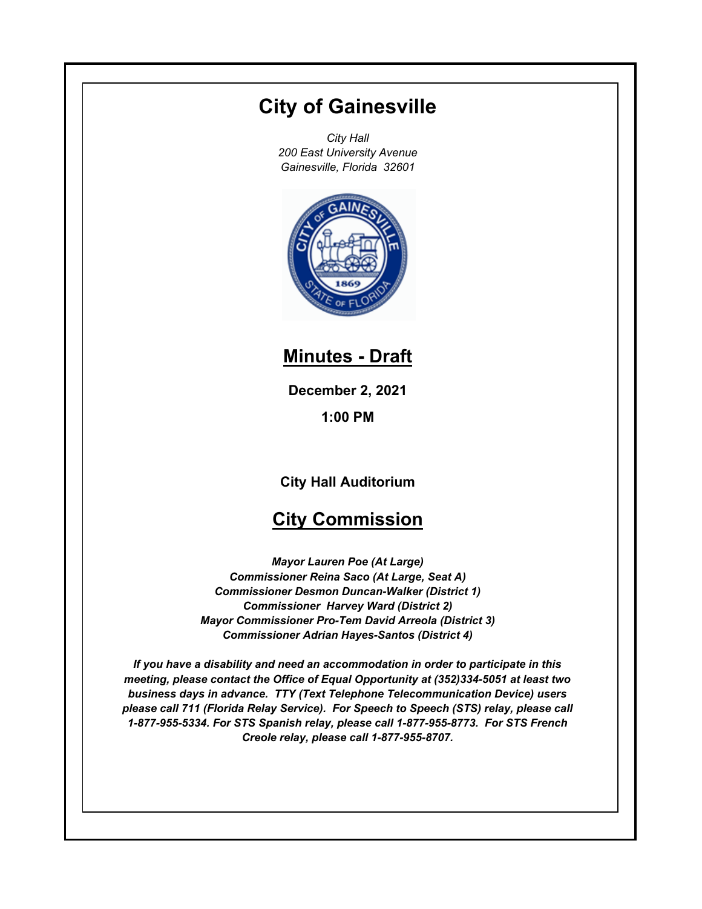# City of Gainesville

*City Hall*
*200 East University Avenue*
*Gainesville, Florida 32601*

## Minutes - Draft

**December 2, 2021**

**1:00 PM**

**City Hall Auditorium**

## City Commission

***Mayor Lauren Poe (At Large)***
***Commissioner Reina Saco (At Large, Seat A)***
***Commissioner Desmon Duncan-Walker (District 1)***
***Commissioner Harvey Ward (District 2)***
***Mayor Commissioner Pro-Tem David Arreola (District 3)***
***Commissioner Adrian Hayes-Santos (District 4)***

***If you have a disability and need an accommodation in order to participate in this meeting, please contact the Office of Equal Opportunity at (352)334-5051 at least two business days in advance. TTY (Text Telephone Telecommunication Device) users please call 711 (Florida Relay Service). For Speech to Speech (STS) relay, please call 1-877-955-5334. For STS Spanish relay, please call 1-877-955-8773. For STS French Creole relay, please call 1-877-955-8707.***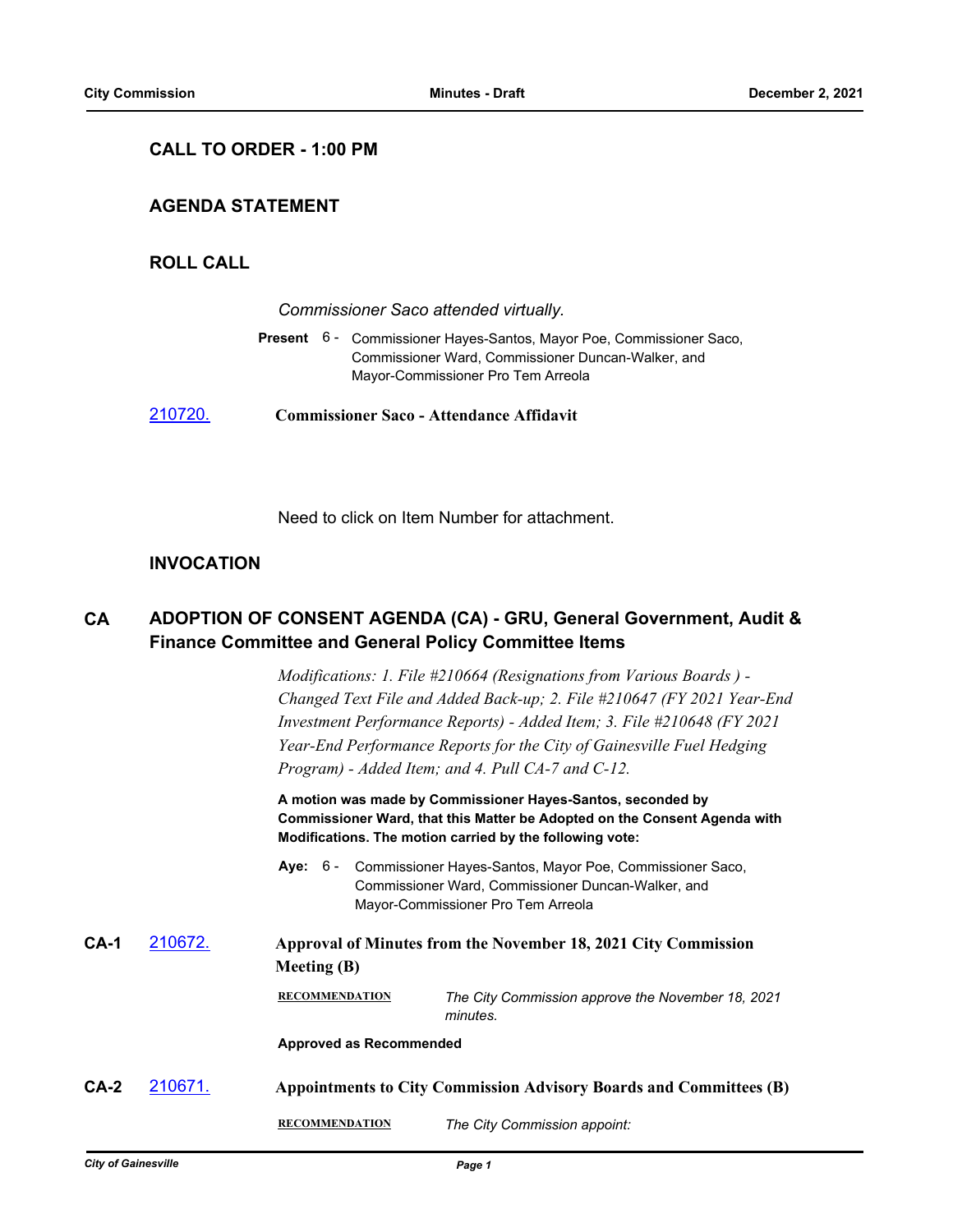## CALL TO ORDER - 1:00 PM

## AGENDA STATEMENT

## ROLL CALL

*Commissioner Saco attended virtually.*

**Present** 6 - Commissioner Hayes-Santos, Mayor Poe, Commissioner Saco, Commissioner Ward, Commissioner Duncan-Walker, and Mayor-Commissioner Pro Tem Arreola

210720. **Commissioner Saco - Attendance Affidavit**

Need to click on Item Number for attachment.

## INVOCATION

## CA ADOPTION OF CONSENT AGENDA (CA) - GRU, General Government, Audit & Finance Committee and General Policy Committee Items

*Modifications: 1. File #210664 (Resignations from Various Boards ) - Changed Text File and Added Back-up; 2. File #210647 (FY 2021 Year-End Investment Performance Reports) - Added Item; 3. File #210648 (FY 2021 Year-End Performance Reports for the City of Gainesville Fuel Hedging Program) - Added Item; and 4. Pull CA-7 and C-12.*

**A motion was made by Commissioner Hayes-Santos, seconded by Commissioner Ward, that this Matter be Adopted on the Consent Agenda with Modifications. The motion carried by the following vote:**

**Aye:** 6 - Commissioner Hayes-Santos, Mayor Poe, Commissioner Saco, Commissioner Ward, Commissioner Duncan-Walker, and Mayor-Commissioner Pro Tem Arreola

**CA-1** 210672. **Approval of Minutes from the November 18, 2021 City Commission Meeting (B)**

**RECOMMENDATION** *The City Commission approve the November 18, 2021 minutes.*

**Approved as Recommended**

**CA-2** 210671. **Appointments to City Commission Advisory Boards and Committees (B)**

**RECOMMENDATION** *The City Commission appoint:*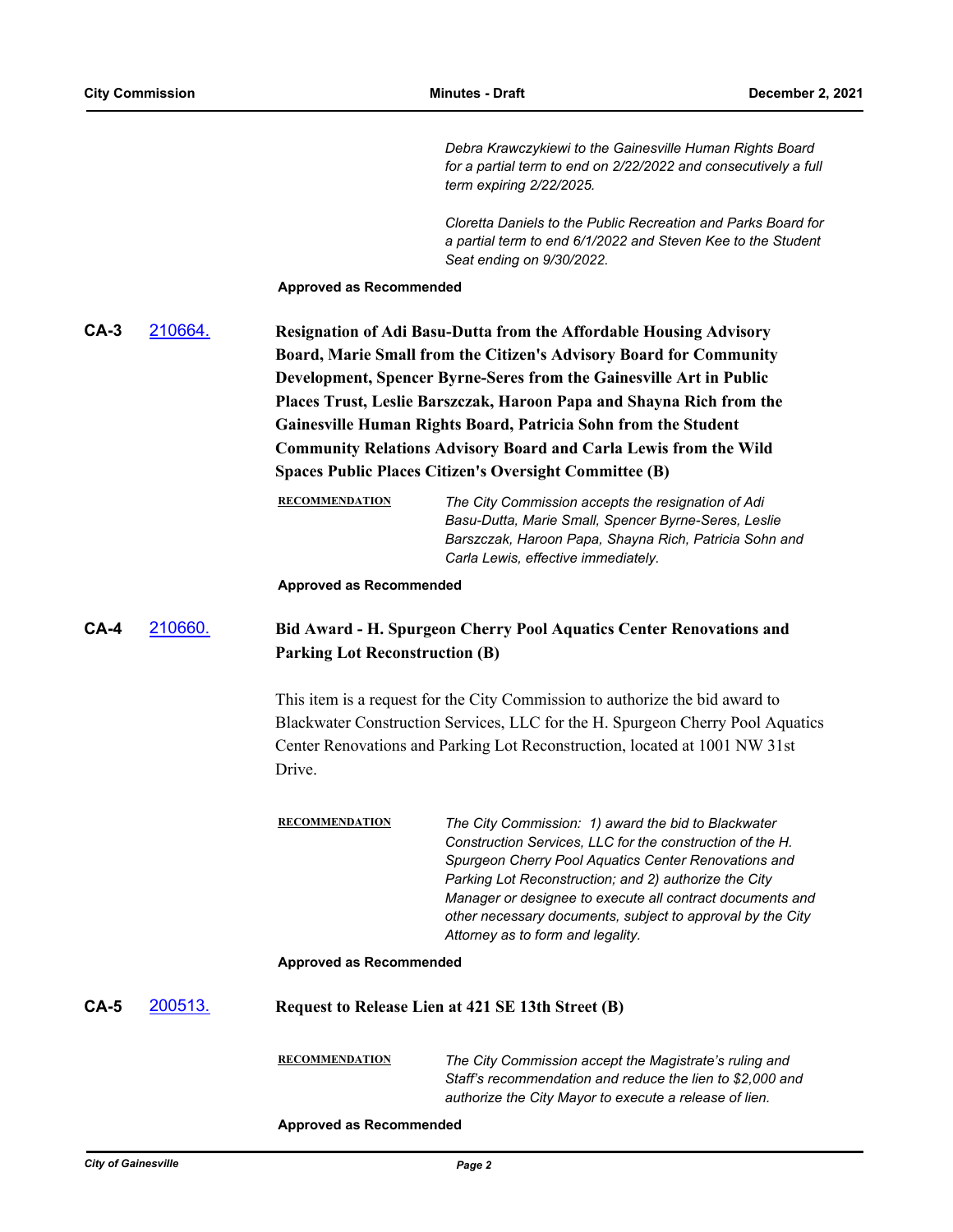*Debra Krawczykiewi to the Gainesville Human Rights Board for a partial term to end on 2/22/2022 and consecutively a full term expiring 2/22/2025.*

*Cloretta Daniels to the Public Recreation and Parks Board for a partial term to end 6/1/2022 and Steven Kee to the Student Seat ending on 9/30/2022.*

**Approved as Recommended**

**CA-3** [210664.](210664.) **Resignation of Adi Basu-Dutta from the Affordable Housing Advisory Board, Marie Small from the Citizen's Advisory Board for Community Development, Spencer Byrne-Seres from the Gainesville Art in Public Places Trust, Leslie Barszczak, Haroon Papa and Shayna Rich from the Gainesville Human Rights Board, Patricia Sohn from the Student Community Relations Advisory Board and Carla Lewis from the Wild Spaces Public Places Citizen's Oversight Committee (B)**

**RECOMMENDATION** *The City Commission accepts the resignation of Adi Basu-Dutta, Marie Small, Spencer Byrne-Seres, Leslie Barszczak, Haroon Papa, Shayna Rich, Patricia Sohn and Carla Lewis, effective immediately.*

**Approved as Recommended**

**CA-4** [210660.](210660.) **Bid Award - H. Spurgeon Cherry Pool Aquatics Center Renovations and Parking Lot Reconstruction (B)**

This item is a request for the City Commission to authorize the bid award to Blackwater Construction Services, LLC for the H. Spurgeon Cherry Pool Aquatics Center Renovations and Parking Lot Reconstruction, located at 1001 NW 31st Drive.

**RECOMMENDATION** *The City Commission: 1) award the bid to Blackwater Construction Services, LLC for the construction of the H. Spurgeon Cherry Pool Aquatics Center Renovations and Parking Lot Reconstruction; and 2) authorize the City Manager or designee to execute all contract documents and other necessary documents, subject to approval by the City Attorney as to form and legality.*

**Approved as Recommended**

**CA-5** [200513.](200513.) **Request to Release Lien at 421 SE 13th Street (B)**

**RECOMMENDATION** *The City Commission accept the Magistrate's ruling and Staff's recommendation and reduce the lien to $2,000 and authorize the City Mayor to execute a release of lien.*

**Approved as Recommended**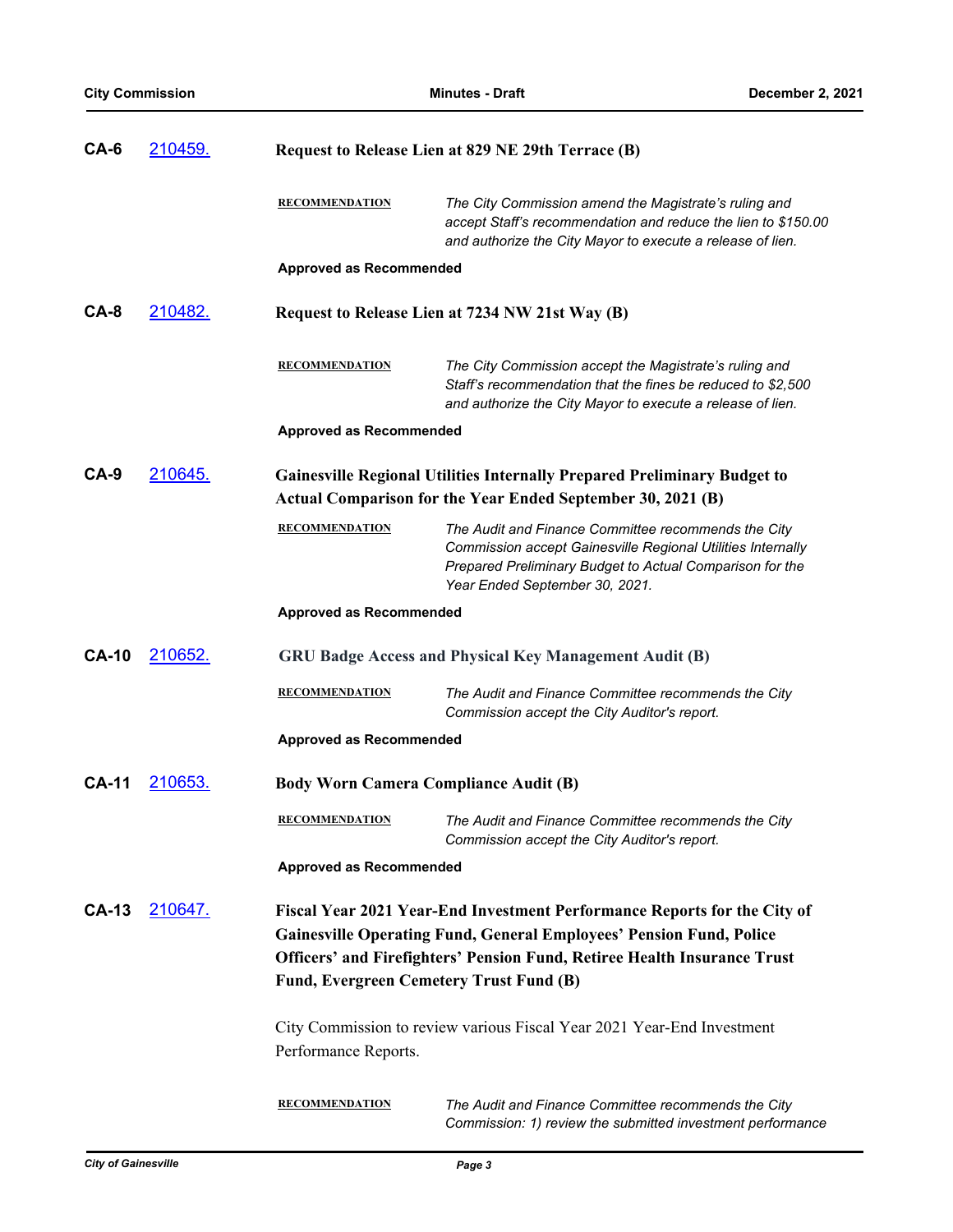**CA-6** [210459.] **Request to Release Lien at 829 NE 29th Terrace (B)**

**RECOMMENDATION** *The City Commission amend the Magistrate's ruling and accept Staff's recommendation and reduce the lien to $150.00 and authorize the City Mayor to execute a release of lien.*

**Approved as Recommended**

**CA-8** [210482.] **Request to Release Lien at 7234 NW 21st Way (B)**

**RECOMMENDATION** *The City Commission accept the Magistrate's ruling and Staff's recommendation that the fines be reduced to $2,500 and authorize the City Mayor to execute a release of lien.*

**Approved as Recommended**

**CA-9** [210645.] **Gainesville Regional Utilities Internally Prepared Preliminary Budget to Actual Comparison for the Year Ended September 30, 2021 (B)**

**RECOMMENDATION** *The Audit and Finance Committee recommends the City Commission accept Gainesville Regional Utilities Internally Prepared Preliminary Budget to Actual Comparison for the Year Ended September 30, 2021.*

**Approved as Recommended**

**CA-10** [210652.] **GRU Badge Access and Physical Key Management Audit (B)**

**RECOMMENDATION** *The Audit and Finance Committee recommends the City Commission accept the City Auditor's report.*

**Approved as Recommended**

**CA-11** [210653.] **Body Worn Camera Compliance Audit (B)**

**RECOMMENDATION** *The Audit and Finance Committee recommends the City Commission accept the City Auditor's report.*

**Approved as Recommended**

**CA-13** [210647.] **Fiscal Year 2021 Year-End Investment Performance Reports for the City of Gainesville Operating Fund, General Employees' Pension Fund, Police Officers' and Firefighters' Pension Fund, Retiree Health Insurance Trust Fund, Evergreen Cemetery Trust Fund (B)**

City Commission to review various Fiscal Year 2021 Year-End Investment Performance Reports.

**RECOMMENDATION** *The Audit and Finance Committee recommends the City Commission: 1) review the submitted investment performance*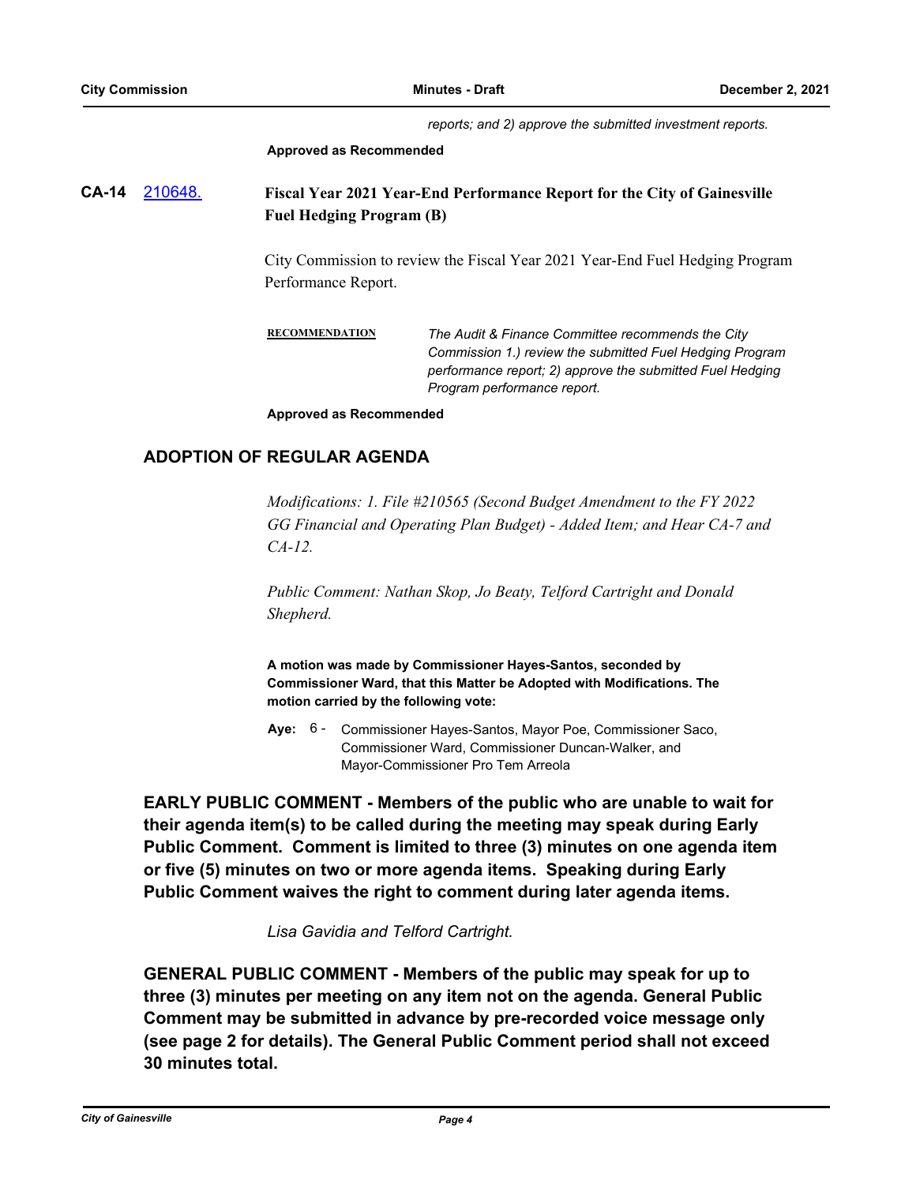*reports; and 2) approve the submitted investment reports.*

**Approved as Recommended**

**CA-14** [210648.](#) **Fiscal Year 2021 Year-End Performance Report for the City of Gainesville Fuel Hedging Program (B)**

City Commission to review the Fiscal Year 2021 Year-End Fuel Hedging Program Performance Report.

**RECOMMENDATION** *The Audit & Finance Committee recommends the City Commission 1.) review the submitted Fuel Hedging Program performance report; 2) approve the submitted Fuel Hedging Program performance report.*

**Approved as Recommended**

## ADOPTION OF REGULAR AGENDA

*Modifications: 1. File #210565 (Second Budget Amendment to the FY 2022 GG Financial and Operating Plan Budget) - Added Item; and Hear CA-7 and CA-12.*

*Public Comment: Nathan Skop, Jo Beaty, Telford Cartright and Donald Shepherd.*

**A motion was made by Commissioner Hayes-Santos, seconded by Commissioner Ward, that this Matter be Adopted with Modifications. The motion carried by the following vote:**

**Aye:** 6 - Commissioner Hayes-Santos, Mayor Poe, Commissioner Saco, Commissioner Ward, Commissioner Duncan-Walker, and Mayor-Commissioner Pro Tem Arreola

## EARLY PUBLIC COMMENT - Members of the public who are unable to wait for their agenda item(s) to be called during the meeting may speak during Early Public Comment. Comment is limited to three (3) minutes on one agenda item or five (5) minutes on two or more agenda items. Speaking during Early Public Comment waives the right to comment during later agenda items.

*Lisa Gavidia and Telford Cartright.*

## GENERAL PUBLIC COMMENT - Members of the public may speak for up to three (3) minutes per meeting on any item not on the agenda. General Public Comment may be submitted in advance by pre-recorded voice message only (see page 2 for details). The General Public Comment period shall not exceed 30 minutes total.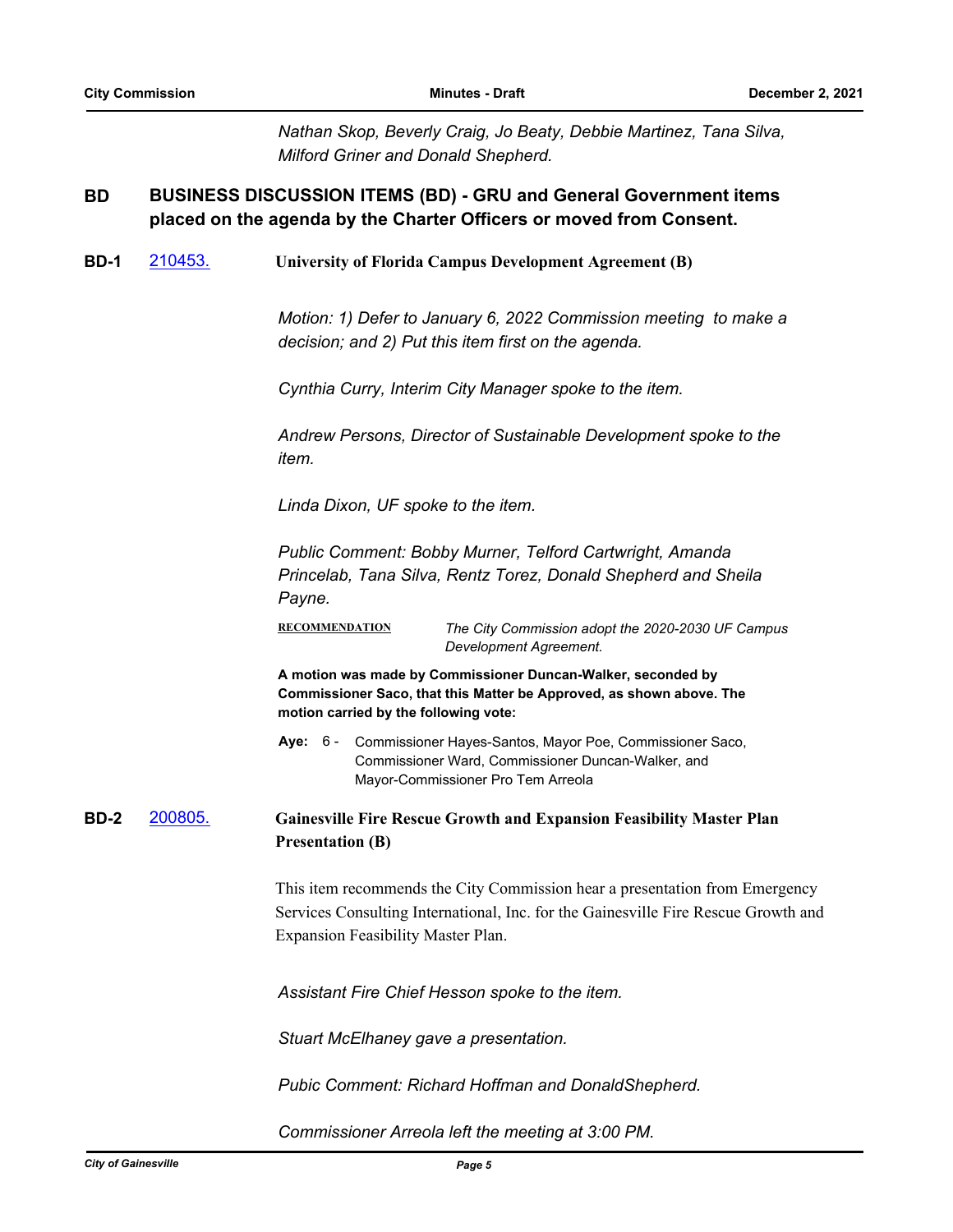*Nathan Skop, Beverly Craig, Jo Beaty, Debbie Martinez, Tana Silva, Milford Griner and Donald Shepherd.*

## BD BUSINESS DISCUSSION ITEMS (BD) - GRU and General Government items placed on the agenda by the Charter Officers or moved from Consent.

### BD-1 [210453.](#) University of Florida Campus Development Agreement (B)

*Motion: 1) Defer to January 6, 2022 Commission meeting to make a decision; and 2) Put this item first on the agenda.*

*Cynthia Curry, Interim City Manager spoke to the item.*

*Andrew Persons, Director of Sustainable Development spoke to the item.*

*Linda Dixon, UF spoke to the item.*

*Public Comment: Bobby Murner, Telford Cartwright, Amanda Princelab, Tana Silva, Rentz Torez, Donald Shepherd and Sheila Payne.*

**RECOMMENDATION** *The City Commission adopt the 2020-2030 UF Campus Development Agreement.*

**A motion was made by Commissioner Duncan-Walker, seconded by Commissioner Saco, that this Matter be Approved, as shown above. The motion carried by the following vote:**

**Aye:** 6 - Commissioner Hayes-Santos, Mayor Poe, Commissioner Saco, Commissioner Ward, Commissioner Duncan-Walker, and Mayor-Commissioner Pro Tem Arreola

### BD-2 [200805.](#) Gainesville Fire Rescue Growth and Expansion Feasibility Master Plan Presentation (B)

This item recommends the City Commission hear a presentation from Emergency Services Consulting International, Inc. for the Gainesville Fire Rescue Growth and Expansion Feasibility Master Plan.

*Assistant Fire Chief Hesson spoke to the item.*

*Stuart McElhaney gave a presentation.*

*Pubic Comment: Richard Hoffman and DonaldShepherd.*

*Commissioner Arreola left the meeting at 3:00 PM.*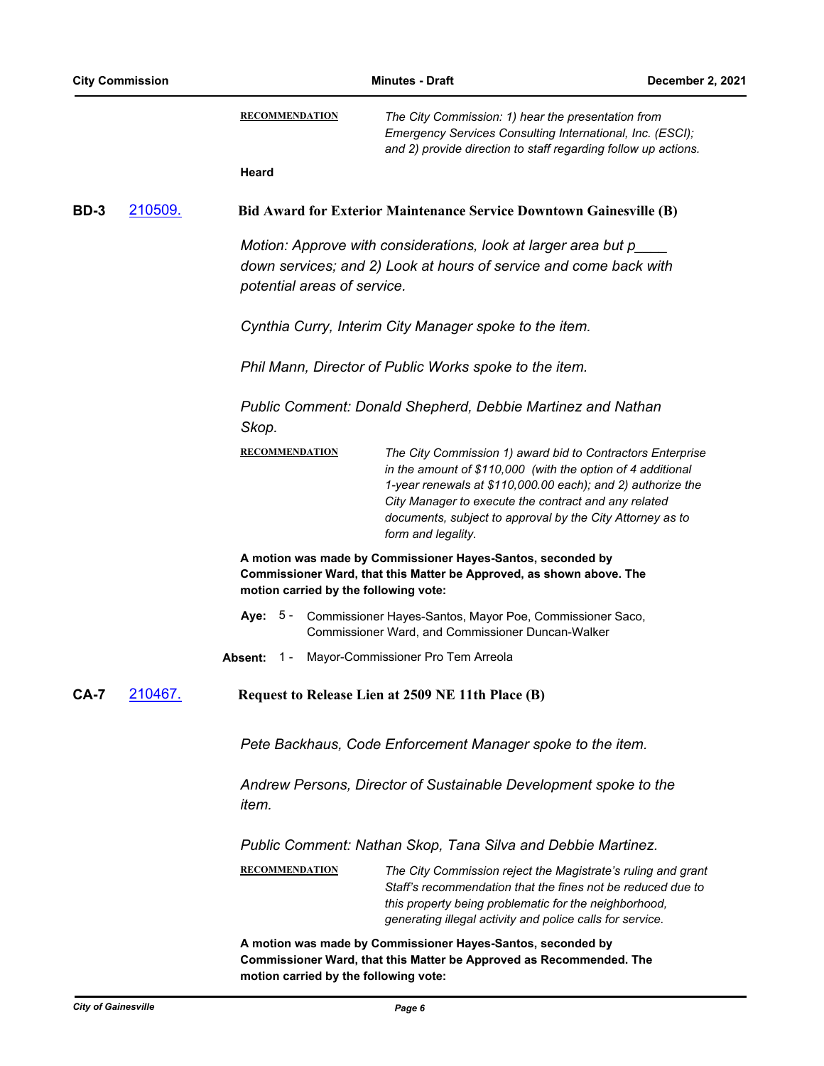**RECOMMENDATION** *The City Commission: 1) hear the presentation from Emergency Services Consulting International, Inc. (ESCI); and 2) provide direction to staff regarding follow up actions.*

**Heard**

**BD-3** [210509.](#) **Bid Award for Exterior Maintenance Service Downtown Gainesville (B)**

*Motion: Approve with considerations, look at larger area but p____ down services; and 2) Look at hours of service and come back with potential areas of service.*

*Cynthia Curry, Interim City Manager spoke to the item.*

*Phil Mann, Director of Public Works spoke to the item.*

*Public Comment: Donald Shepherd, Debbie Martinez and Nathan Skop.*

**RECOMMENDATION** *The City Commission 1) award bid to Contractors Enterprise in the amount of $110,000 (with the option of 4 additional 1-year renewals at $110,000.00 each); and 2) authorize the City Manager to execute the contract and any related documents, subject to approval by the City Attorney as to form and legality.*

**A motion was made by Commissioner Hayes-Santos, seconded by Commissioner Ward, that this Matter be Approved, as shown above. The motion carried by the following vote:**

**Aye:** 5 - Commissioner Hayes-Santos, Mayor Poe, Commissioner Saco, Commissioner Ward, and Commissioner Duncan-Walker

**Absent:** 1 - Mayor-Commissioner Pro Tem Arreola

**CA-7** [210467.](#) **Request to Release Lien at 2509 NE 11th Place (B)**

*Pete Backhaus, Code Enforcement Manager spoke to the item.*

*Andrew Persons, Director of Sustainable Development spoke to the item.*

*Public Comment: Nathan Skop, Tana Silva and Debbie Martinez.*

**RECOMMENDATION** *The City Commission reject the Magistrate's ruling and grant Staff's recommendation that the fines not be reduced due to this property being problematic for the neighborhood, generating illegal activity and police calls for service.*

**A motion was made by Commissioner Hayes-Santos, seconded by Commissioner Ward, that this Matter be Approved as Recommended. The motion carried by the following vote:**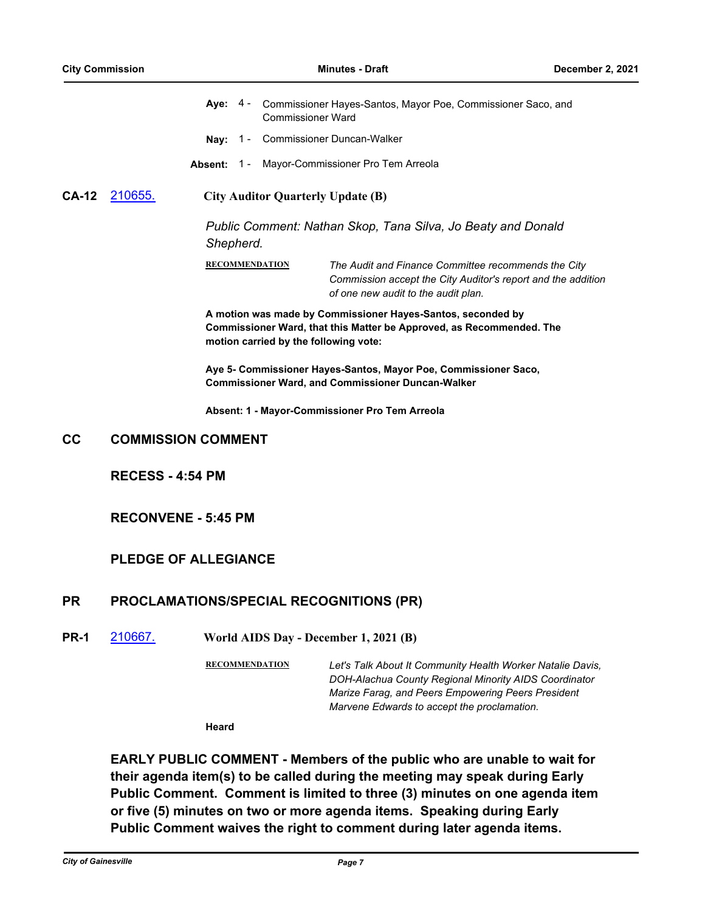**Aye:** 4 - Commissioner Hayes-Santos, Mayor Poe, Commissioner Saco, and Commissioner Ward

**Nay:** 1 - Commissioner Duncan-Walker

**Absent:** 1 - Mayor-Commissioner Pro Tem Arreola

**CA-12** 210655. **City Auditor Quarterly Update (B)**

*Public Comment: Nathan Skop, Tana Silva, Jo Beaty and Donald Shepherd.*

**RECOMMENDATION** *The Audit and Finance Committee recommends the City Commission accept the City Auditor's report and the addition of one new audit to the audit plan.*

**A motion was made by Commissioner Hayes-Santos, seconded by Commissioner Ward, that this Matter be Approved, as Recommended. The motion carried by the following vote:**

**Aye 5- Commissioner Hayes-Santos, Mayor Poe, Commissioner Saco, Commissioner Ward, and Commissioner Duncan-Walker**

**Absent: 1 - Mayor-Commissioner Pro Tem Arreola**

## CC COMMISSION COMMENT

**RECESS - 4:54 PM**

**RECONVENE - 5:45 PM**

**PLEDGE OF ALLEGIANCE**

## PR PROCLAMATIONS/SPECIAL RECOGNITIONS (PR)

**PR-1** 210667. **World AIDS Day - December 1, 2021 (B)**

**RECOMMENDATION** *Let's Talk About It Community Health Worker Natalie Davis, DOH-Alachua County Regional Minority AIDS Coordinator Marize Farag, and Peers Empowering Peers President Marvene Edwards to accept the proclamation.*

**Heard**

**EARLY PUBLIC COMMENT - Members of the public who are unable to wait for their agenda item(s) to be called during the meeting may speak during Early Public Comment. Comment is limited to three (3) minutes on one agenda item or five (5) minutes on two or more agenda items. Speaking during Early Public Comment waives the right to comment during later agenda items.**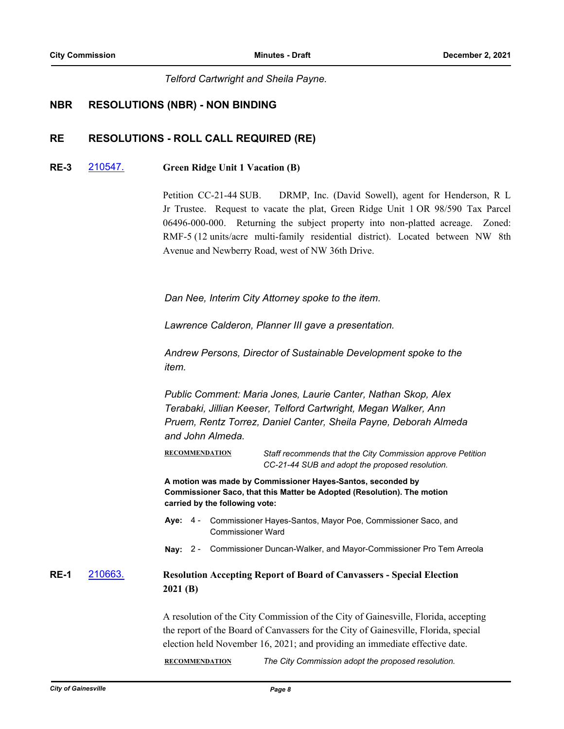*Telford Cartwright and Sheila Payne.*

## NBR RESOLUTIONS (NBR) - NON BINDING

## RE RESOLUTIONS - ROLL CALL REQUIRED (RE)

### RE-3 [210547.](#) Green Ridge Unit 1 Vacation (B)

Petition CC-21-44 SUB. DRMP, Inc. (David Sowell), agent for Henderson, R L Jr Trustee. Request to vacate the plat, Green Ridge Unit 1 OR 98/590 Tax Parcel 06496-000-000. Returning the subject property into non-platted acreage. Zoned: RMF-5 (12 units/acre multi-family residential district). Located between NW 8th Avenue and Newberry Road, west of NW 36th Drive.

*Dan Nee, Interim City Attorney spoke to the item.*

*Lawrence Calderon, Planner III gave a presentation.*

*Andrew Persons, Director of Sustainable Development spoke to the item.*

*Public Comment: Maria Jones, Laurie Canter, Nathan Skop, Alex Terabaki, Jillian Keeser, Telford Cartwright, Megan Walker, Ann Pruem, Rentz Torrez, Daniel Canter, Sheila Payne, Deborah Almeda and John Almeda.*

**RECOMMENDATION** *Staff recommends that the City Commission approve Petition CC-21-44 SUB and adopt the proposed resolution.*

**A motion was made by Commissioner Hayes-Santos, seconded by Commissioner Saco, that this Matter be Adopted (Resolution). The motion carried by the following vote:**

**Aye:** 4 - Commissioner Hayes-Santos, Mayor Poe, Commissioner Saco, and Commissioner Ward

**Nay:** 2 - Commissioner Duncan-Walker, and Mayor-Commissioner Pro Tem Arreola

### RE-1 [210663.](#) Resolution Accepting Report of Board of Canvassers - Special Election 2021 (B)

A resolution of the City Commission of the City of Gainesville, Florida, accepting the report of the Board of Canvassers for the City of Gainesville, Florida, special election held November 16, 2021; and providing an immediate effective date.

**RECOMMENDATION** *The City Commission adopt the proposed resolution.*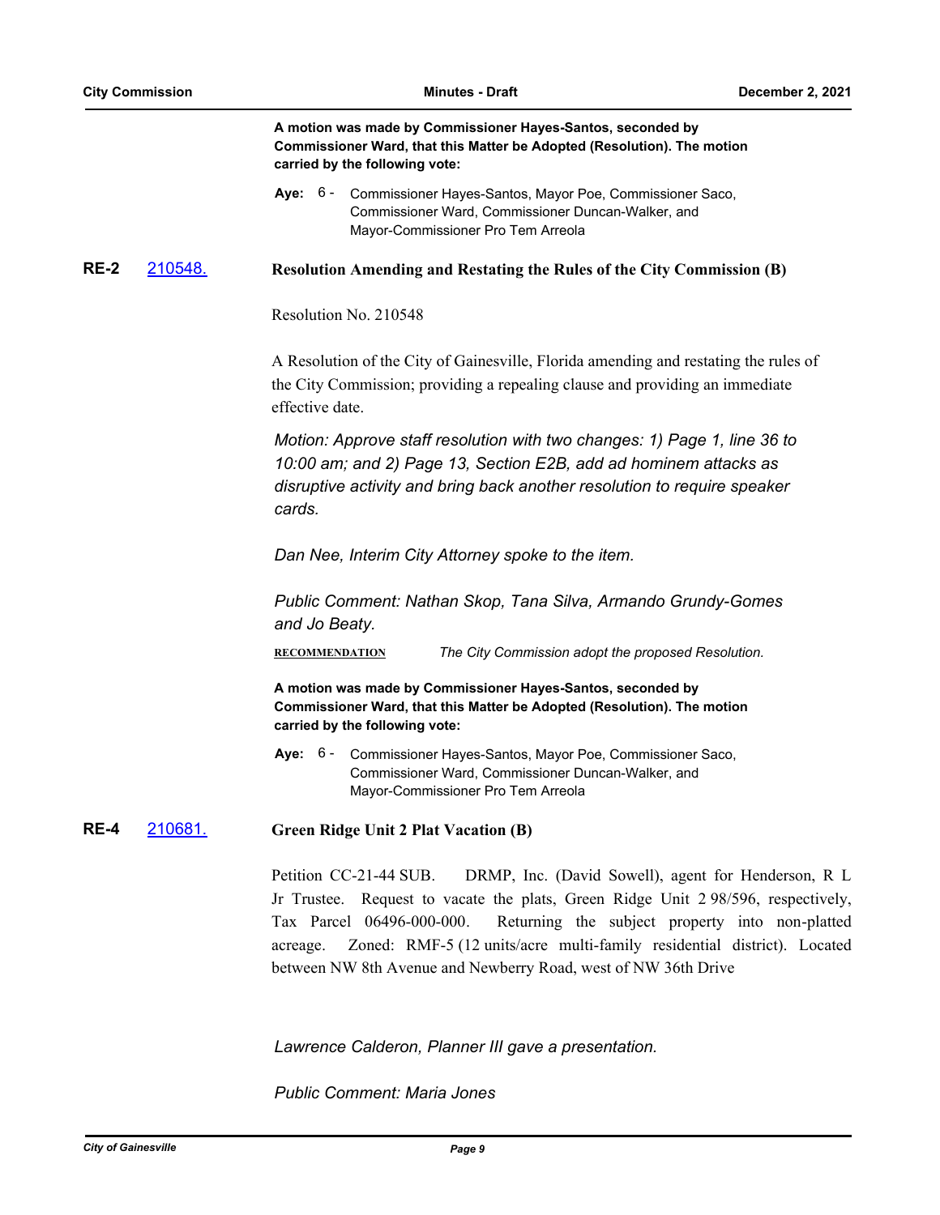**A motion was made by Commissioner Hayes-Santos, seconded by Commissioner Ward, that this Matter be Adopted (Resolution). The motion carried by the following vote:**

**Aye:** 6 - Commissioner Hayes-Santos, Mayor Poe, Commissioner Saco, Commissioner Ward, Commissioner Duncan-Walker, and Mayor-Commissioner Pro Tem Arreola

**RE-2** [210548.](210548.) **Resolution Amending and Restating the Rules of the City Commission (B)**

Resolution No. 210548

A Resolution of the City of Gainesville, Florida amending and restating the rules of the City Commission; providing a repealing clause and providing an immediate effective date.

*Motion: Approve staff resolution with two changes: 1) Page 1, line 36 to 10:00 am; and 2) Page 13, Section E2B, add ad hominem attacks as disruptive activity and bring back another resolution to require speaker cards.*

*Dan Nee, Interim City Attorney spoke to the item.*

*Public Comment: Nathan Skop, Tana Silva, Armando Grundy-Gomes and Jo Beaty.*

**RECOMMENDATION** *The City Commission adopt the proposed Resolution.*

**A motion was made by Commissioner Hayes-Santos, seconded by Commissioner Ward, that this Matter be Adopted (Resolution). The motion carried by the following vote:**

**Aye:** 6 - Commissioner Hayes-Santos, Mayor Poe, Commissioner Saco, Commissioner Ward, Commissioner Duncan-Walker, and Mayor-Commissioner Pro Tem Arreola

**RE-4** [210681.](210681.) **Green Ridge Unit 2 Plat Vacation (B)**

Petition CC-21-44 SUB. DRMP, Inc. (David Sowell), agent for Henderson, R L Jr Trustee. Request to vacate the plats, Green Ridge Unit 2 98/596, respectively, Tax Parcel 06496-000-000. Returning the subject property into non-platted acreage. Zoned: RMF-5 (12 units/acre multi-family residential district). Located between NW 8th Avenue and Newberry Road, west of NW 36th Drive

*Lawrence Calderon, Planner III gave a presentation.*

*Public Comment: Maria Jones*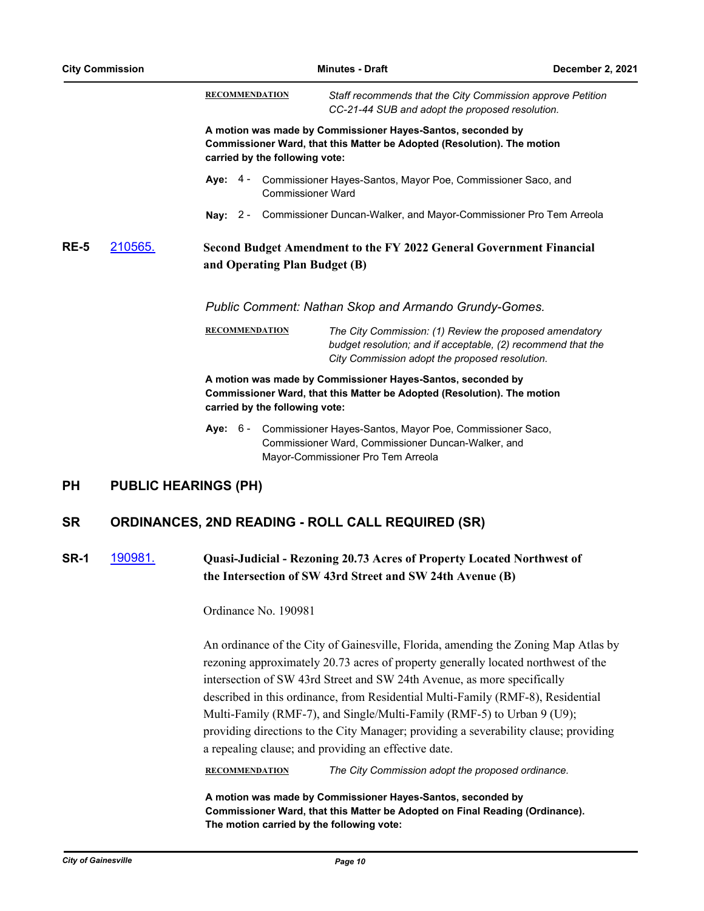**RECOMMENDATION** *Staff recommends that the City Commission approve Petition CC-21-44 SUB and adopt the proposed resolution.*

**A motion was made by Commissioner Hayes-Santos, seconded by Commissioner Ward, that this Matter be Adopted (Resolution). The motion carried by the following vote:**

**Aye:** 4 - Commissioner Hayes-Santos, Mayor Poe, Commissioner Saco, and Commissioner Ward

**Nay:** 2 - Commissioner Duncan-Walker, and Mayor-Commissioner Pro Tem Arreola

**RE-5** 210565. **Second Budget Amendment to the FY 2022 General Government Financial and Operating Plan Budget (B)**

*Public Comment: Nathan Skop and Armando Grundy-Gomes.*

**RECOMMENDATION** *The City Commission: (1) Review the proposed amendatory budget resolution; and if acceptable, (2) recommend that the City Commission adopt the proposed resolution.*

**A motion was made by Commissioner Hayes-Santos, seconded by Commissioner Ward, that this Matter be Adopted (Resolution). The motion carried by the following vote:**

**Aye:** 6 - Commissioner Hayes-Santos, Mayor Poe, Commissioner Saco, Commissioner Ward, Commissioner Duncan-Walker, and Mayor-Commissioner Pro Tem Arreola

## PH PUBLIC HEARINGS (PH)

## SR ORDINANCES, 2ND READING - ROLL CALL REQUIRED (SR)

**SR-1** 190981. **Quasi-Judicial - Rezoning 20.73 Acres of Property Located Northwest of the Intersection of SW 43rd Street and SW 24th Avenue (B)**

Ordinance No. 190981

An ordinance of the City of Gainesville, Florida, amending the Zoning Map Atlas by rezoning approximately 20.73 acres of property generally located northwest of the intersection of SW 43rd Street and SW 24th Avenue, as more specifically described in this ordinance, from Residential Multi-Family (RMF-8), Residential Multi-Family (RMF-7), and Single/Multi-Family (RMF-5) to Urban 9 (U9); providing directions to the City Manager; providing a severability clause; providing a repealing clause; and providing an effective date.

**RECOMMENDATION** *The City Commission adopt the proposed ordinance.*

**A motion was made by Commissioner Hayes-Santos, seconded by Commissioner Ward, that this Matter be Adopted on Final Reading (Ordinance). The motion carried by the following vote:**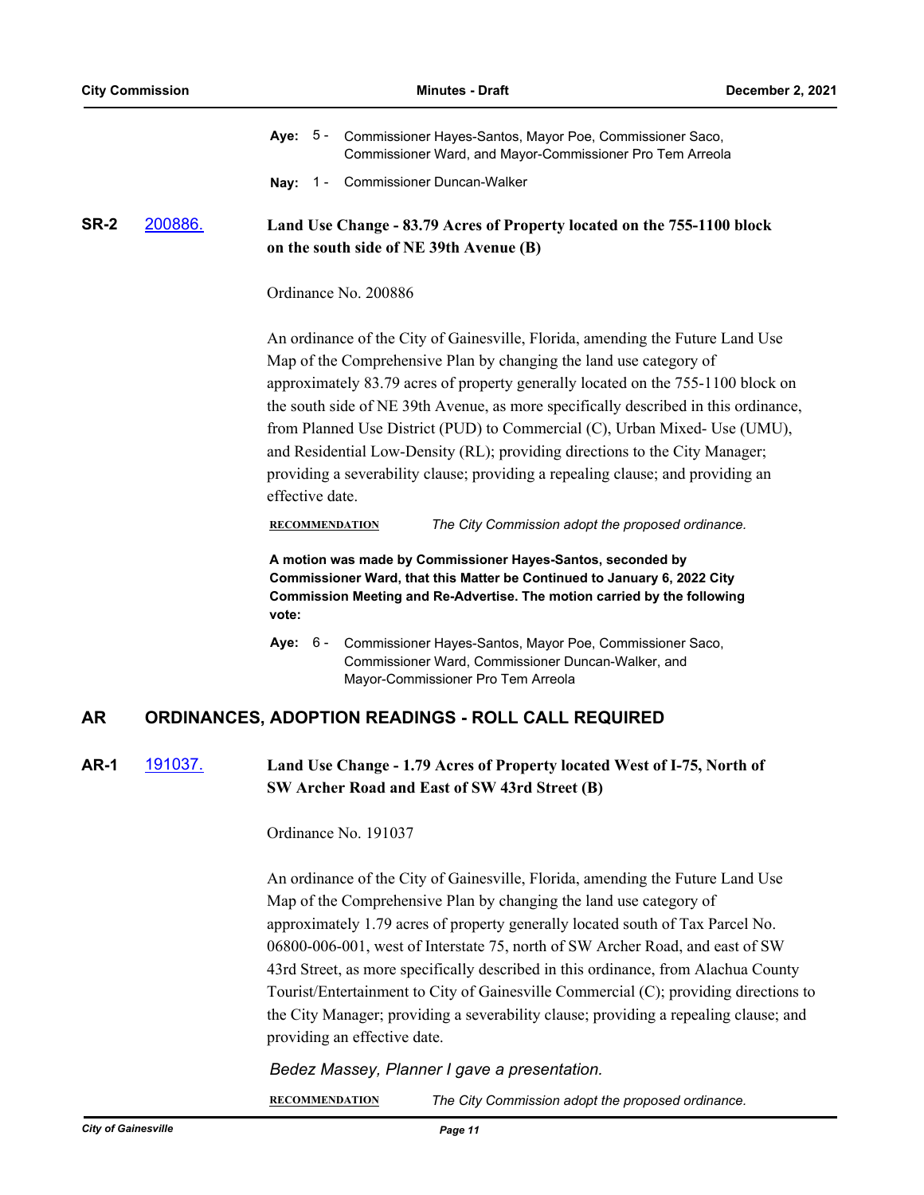**Aye:** 5 - Commissioner Hayes-Santos, Mayor Poe, Commissioner Saco, Commissioner Ward, and Mayor-Commissioner Pro Tem Arreola

**Nay:** 1 - Commissioner Duncan-Walker

**SR-2** [200886.](#)

**Land Use Change - 83.79 Acres of Property located on the 755-1100 block on the south side of NE 39th Avenue (B)**

Ordinance No. 200886

An ordinance of the City of Gainesville, Florida, amending the Future Land Use Map of the Comprehensive Plan by changing the land use category of approximately 83.79 acres of property generally located on the 755-1100 block on the south side of NE 39th Avenue, as more specifically described in this ordinance, from Planned Use District (PUD) to Commercial (C), Urban Mixed- Use (UMU), and Residential Low-Density (RL); providing directions to the City Manager; providing a severability clause; providing a repealing clause; and providing an effective date.

**RECOMMENDATION** *The City Commission adopt the proposed ordinance.*

**A motion was made by Commissioner Hayes-Santos, seconded by Commissioner Ward, that this Matter be Continued to January 6, 2022 City Commission Meeting and Re-Advertise. The motion carried by the following vote:**

**Aye:** 6 - Commissioner Hayes-Santos, Mayor Poe, Commissioner Saco, Commissioner Ward, Commissioner Duncan-Walker, and Mayor-Commissioner Pro Tem Arreola

## AR ORDINANCES, ADOPTION READINGS - ROLL CALL REQUIRED

**AR-1** [191037.](#)

**Land Use Change - 1.79 Acres of Property located West of I-75, North of SW Archer Road and East of SW 43rd Street (B)**

Ordinance No. 191037

An ordinance of the City of Gainesville, Florida, amending the Future Land Use Map of the Comprehensive Plan by changing the land use category of approximately 1.79 acres of property generally located south of Tax Parcel No. 06800-006-001, west of Interstate 75, north of SW Archer Road, and east of SW 43rd Street, as more specifically described in this ordinance, from Alachua County Tourist/Entertainment to City of Gainesville Commercial (C); providing directions to the City Manager; providing a severability clause; providing a repealing clause; and providing an effective date.

*Bedez Massey, Planner I gave a presentation.*

**RECOMMENDATION** *The City Commission adopt the proposed ordinance.*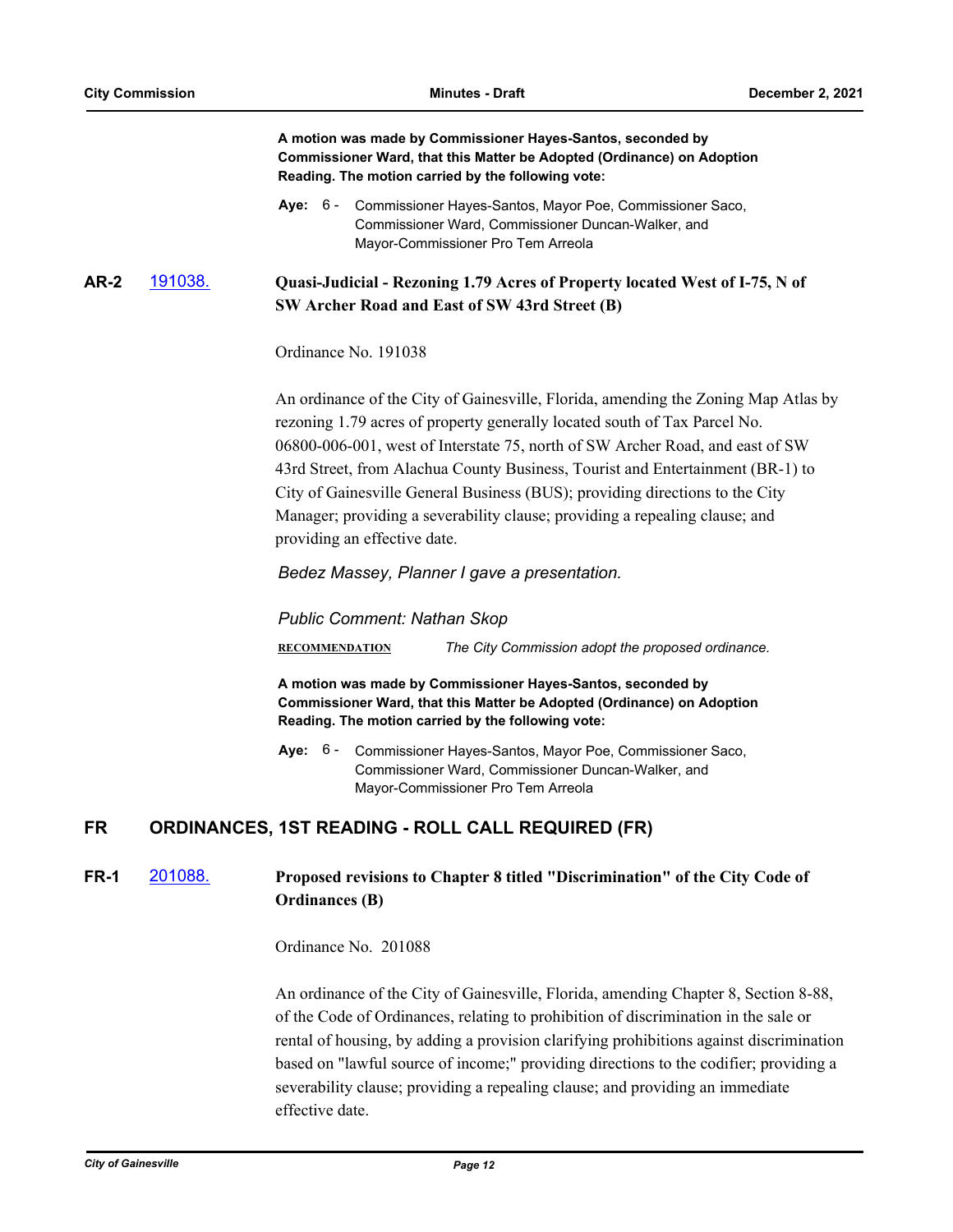**A motion was made by Commissioner Hayes-Santos, seconded by Commissioner Ward, that this Matter be Adopted (Ordinance) on Adoption Reading. The motion carried by the following vote:**

**Aye:** 6 - Commissioner Hayes-Santos, Mayor Poe, Commissioner Saco, Commissioner Ward, Commissioner Duncan-Walker, and Mayor-Commissioner Pro Tem Arreola

### AR-2 [191038.](191038.) Quasi-Judicial - Rezoning 1.79 Acres of Property located West of I-75, N of SW Archer Road and East of SW 43rd Street (B)

Ordinance No. 191038

An ordinance of the City of Gainesville, Florida, amending the Zoning Map Atlas by rezoning 1.79 acres of property generally located south of Tax Parcel No. 06800-006-001, west of Interstate 75, north of SW Archer Road, and east of SW 43rd Street, from Alachua County Business, Tourist and Entertainment (BR-1) to City of Gainesville General Business (BUS); providing directions to the City Manager; providing a severability clause; providing a repealing clause; and providing an effective date.

*Bedez Massey, Planner I gave a presentation.*

*Public Comment: Nathan Skop*

**RECOMMENDATION** *The City Commission adopt the proposed ordinance.*

**A motion was made by Commissioner Hayes-Santos, seconded by Commissioner Ward, that this Matter be Adopted (Ordinance) on Adoption Reading. The motion carried by the following vote:**

**Aye:** 6 - Commissioner Hayes-Santos, Mayor Poe, Commissioner Saco, Commissioner Ward, Commissioner Duncan-Walker, and Mayor-Commissioner Pro Tem Arreola

## FR ORDINANCES, 1ST READING - ROLL CALL REQUIRED (FR)

### FR-1 201088. Proposed revisions to Chapter 8 titled "Discrimination" of the City Code of Ordinances (B)

Ordinance No. 201088

An ordinance of the City of Gainesville, Florida, amending Chapter 8, Section 8-88, of the Code of Ordinances, relating to prohibition of discrimination in the sale or rental of housing, by adding a provision clarifying prohibitions against discrimination based on "lawful source of income;" providing directions to the codifier; providing a severability clause; providing a repealing clause; and providing an immediate effective date.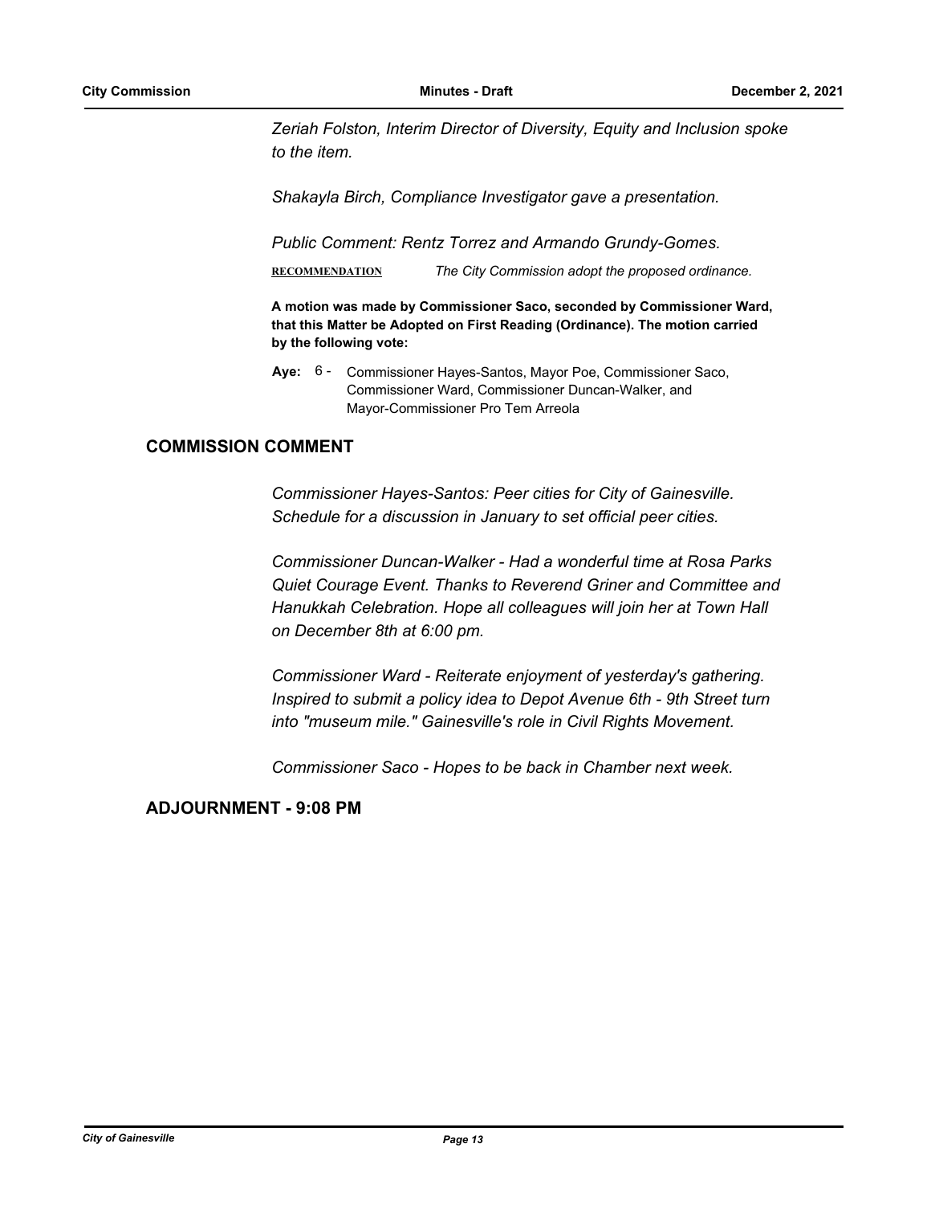*Zeriah Folston, Interim Director of Diversity, Equity and Inclusion spoke to the item.*

*Shakayla Birch, Compliance Investigator gave a presentation.*

*Public Comment: Rentz Torrez and Armando Grundy-Gomes.*

**RECOMMENDATION** *The City Commission adopt the proposed ordinance.*

**A motion was made by Commissioner Saco, seconded by Commissioner Ward, that this Matter be Adopted on First Reading (Ordinance). The motion carried by the following vote:**

**Aye:** 6 - Commissioner Hayes-Santos, Mayor Poe, Commissioner Saco, Commissioner Ward, Commissioner Duncan-Walker, and Mayor-Commissioner Pro Tem Arreola

## COMMISSION COMMENT

*Commissioner Hayes-Santos: Peer cities for City of Gainesville. Schedule for a discussion in January to set official peer cities.*

*Commissioner Duncan-Walker - Had a wonderful time at Rosa Parks Quiet Courage Event. Thanks to Reverend Griner and Committee and Hanukkah Celebration. Hope all colleagues will join her at Town Hall on December 8th at 6:00 pm.*

*Commissioner Ward - Reiterate enjoyment of yesterday's gathering. Inspired to submit a policy idea to Depot Avenue 6th - 9th Street turn into "museum mile." Gainesville's role in Civil Rights Movement.*

*Commissioner Saco - Hopes to be back in Chamber next week.*

## ADJOURNMENT - 9:08 PM